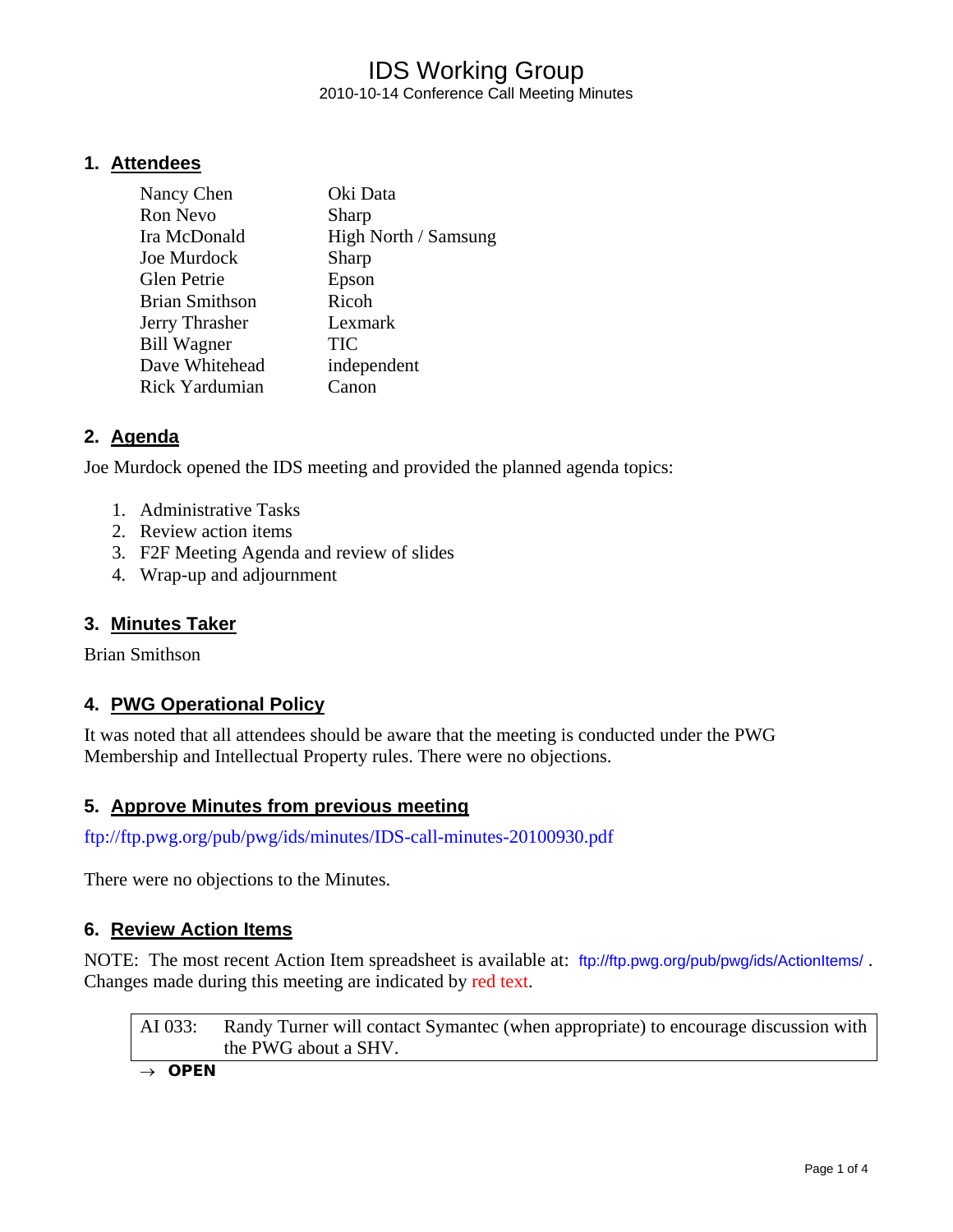# IDS Working Group

2010-10-14 Conference Call Meeting Minutes

## 1. Attendees

| | |
|---|---|
| Nancy Chen | Oki Data |
| Ron Nevo | Sharp |
| Ira McDonald | High North / Samsung |
| Joe Murdock | Sharp |
| Glen Petrie | Epson |
| Brian Smithson | Ricoh |
| Jerry Thrasher | Lexmark |
| Bill Wagner | TIC |
| Dave Whitehead | independent |
| Rick Yardumian | Canon |

## 2. Agenda

Joe Murdock opened the IDS meeting and provided the planned agenda topics:

1. Administrative Tasks
2. Review action items
3. F2F Meeting Agenda and review of slides
4. Wrap-up and adjournment

## 3. Minutes Taker

Brian Smithson

## 4. PWG Operational Policy

It was noted that all attendees should be aware that the meeting is conducted under the PWG Membership and Intellectual Property rules. There were no objections.

## 5. Approve Minutes from previous meeting

ftp://ftp.pwg.org/pub/pwg/ids/minutes/IDS-call-minutes-20100930.pdf

There were no objections to the Minutes.

## 6. Review Action Items

NOTE: The most recent Action Item spreadsheet is available at: ftp://ftp.pwg.org/pub/pwg/ids/ActionItems/ . Changes made during this meeting are indicated by red text.

| | |
|---|---|
| AI 033: | Randy Turner will contact Symantec (when appropriate) to encourage discussion with the PWG about a SHV. |

→ **OPEN**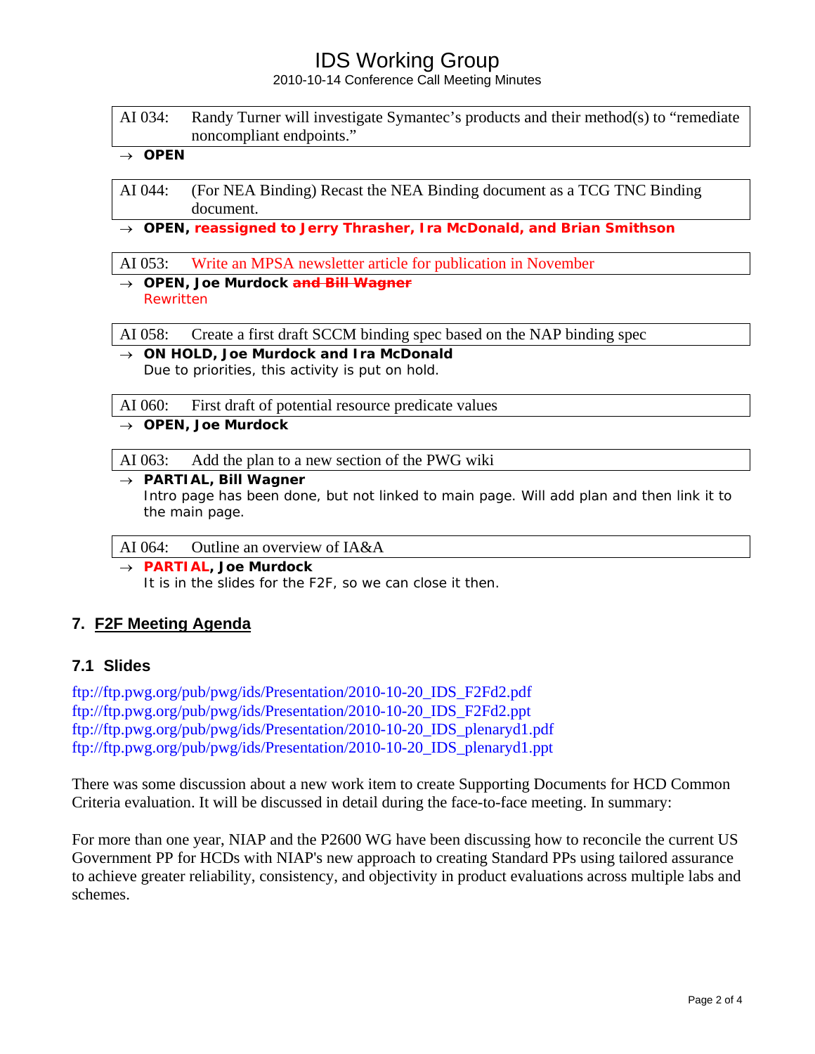| |
|---|
| AI 034: Randy Turner will investigate Symantec's products and their method(s) to "remediate noncompliant endpoints." |

→ **OPEN**

| |
|---|
| AI 044: (For NEA Binding) Recast the NEA Binding document as a TCG TNC Binding document. |

→ **OPEN, reassigned to Jerry Thrasher, Ira McDonald, and Brian Smithson**

| |
|---|
| AI 053: Write an MPSA newsletter article for publication in November |

→ **OPEN, Joe Murdock ~~and Bill Wagner~~**
Rewritten

| |
|---|
| AI 058: Create a first draft SCCM binding spec based on the NAP binding spec |

→ **ON HOLD, Joe Murdock and Ira McDonald**
Due to priorities, this activity is put on hold.

| |
|---|
| AI 060: First draft of potential resource predicate values |

→ **OPEN, Joe Murdock**

| |
|---|
| AI 063: Add the plan to a new section of the PWG wiki |

→ **PARTIAL, Bill Wagner**
Intro page has been done, but not linked to main page. Will add plan and then link it to the main page.

| |
|---|
| AI 064: Outline an overview of IA&A |

→ **PARTIAL, Joe Murdock**
It is in the slides for the F2F, so we can close it then.

## 7. F2F Meeting Agenda

### 7.1 Slides

ftp://ftp.pwg.org/pub/pwg/ids/Presentation/2010-10-20_IDS_F2Fd2.pdf
ftp://ftp.pwg.org/pub/pwg/ids/Presentation/2010-10-20_IDS_F2Fd2.ppt
ftp://ftp.pwg.org/pub/pwg/ids/Presentation/2010-10-20_IDS_plenaryd1.pdf
ftp://ftp.pwg.org/pub/pwg/ids/Presentation/2010-10-20_IDS_plenaryd1.ppt

There was some discussion about a new work item to create Supporting Documents for HCD Common Criteria evaluation. It will be discussed in detail during the face-to-face meeting. In summary:

For more than one year, NIAP and the P2600 WG have been discussing how to reconcile the current US Government PP for HCDs with NIAP's new approach to creating Standard PPs using tailored assurance to achieve greater reliability, consistency, and objectivity in product evaluations across multiple labs and schemes.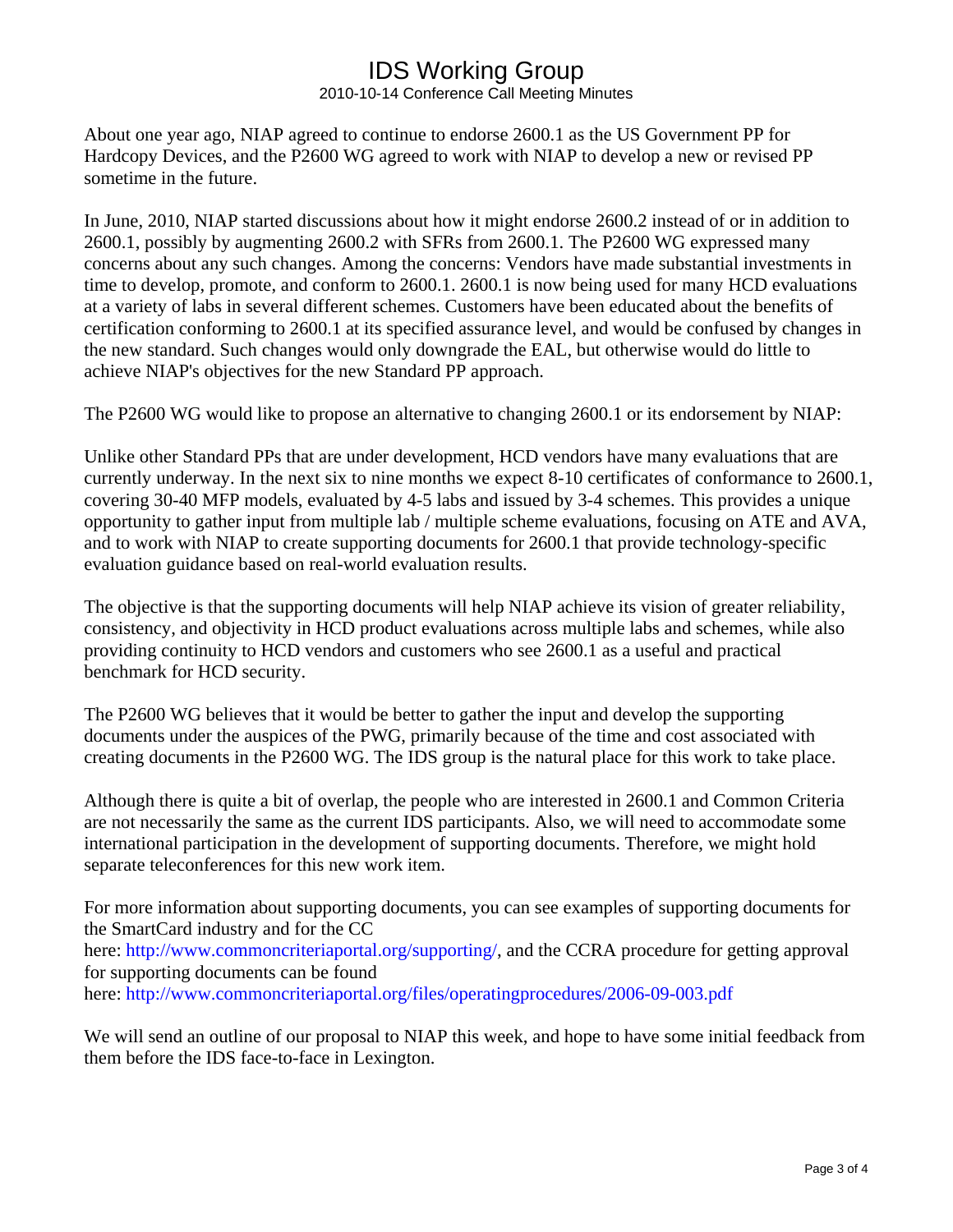# IDS Working Group

2010-10-14 Conference Call Meeting Minutes

About one year ago, NIAP agreed to continue to endorse 2600.1 as the US Government PP for Hardcopy Devices, and the P2600 WG agreed to work with NIAP to develop a new or revised PP sometime in the future.

In June, 2010, NIAP started discussions about how it might endorse 2600.2 instead of or in addition to 2600.1, possibly by augmenting 2600.2 with SFRs from 2600.1. The P2600 WG expressed many concerns about any such changes. Among the concerns: Vendors have made substantial investments in time to develop, promote, and conform to 2600.1. 2600.1 is now being used for many HCD evaluations at a variety of labs in several different schemes. Customers have been educated about the benefits of certification conforming to 2600.1 at its specified assurance level, and would be confused by changes in the new standard. Such changes would only downgrade the EAL, but otherwise would do little to achieve NIAP's objectives for the new Standard PP approach.

The P2600 WG would like to propose an alternative to changing 2600.1 or its endorsement by NIAP:

Unlike other Standard PPs that are under development, HCD vendors have many evaluations that are currently underway. In the next six to nine months we expect 8-10 certificates of conformance to 2600.1, covering 30-40 MFP models, evaluated by 4-5 labs and issued by 3-4 schemes. This provides a unique opportunity to gather input from multiple lab / multiple scheme evaluations, focusing on ATE and AVA, and to work with NIAP to create supporting documents for 2600.1 that provide technology-specific evaluation guidance based on real-world evaluation results.

The objective is that the supporting documents will help NIAP achieve its vision of greater reliability, consistency, and objectivity in HCD product evaluations across multiple labs and schemes, while also providing continuity to HCD vendors and customers who see 2600.1 as a useful and practical benchmark for HCD security.

The P2600 WG believes that it would be better to gather the input and develop the supporting documents under the auspices of the PWG, primarily because of the time and cost associated with creating documents in the P2600 WG. The IDS group is the natural place for this work to take place.

Although there is quite a bit of overlap, the people who are interested in 2600.1 and Common Criteria are not necessarily the same as the current IDS participants. Also, we will need to accommodate some international participation in the development of supporting documents. Therefore, we might hold separate teleconferences for this new work item.

For more information about supporting documents, you can see examples of supporting documents for the SmartCard industry and for the CC here: http://www.commoncriteriaportal.org/supporting/, and the CCRA procedure for getting approval for supporting documents can be found here: http://www.commoncriteriaportal.org/files/operatingprocedures/2006-09-003.pdf

We will send an outline of our proposal to NIAP this week, and hope to have some initial feedback from them before the IDS face-to-face in Lexington.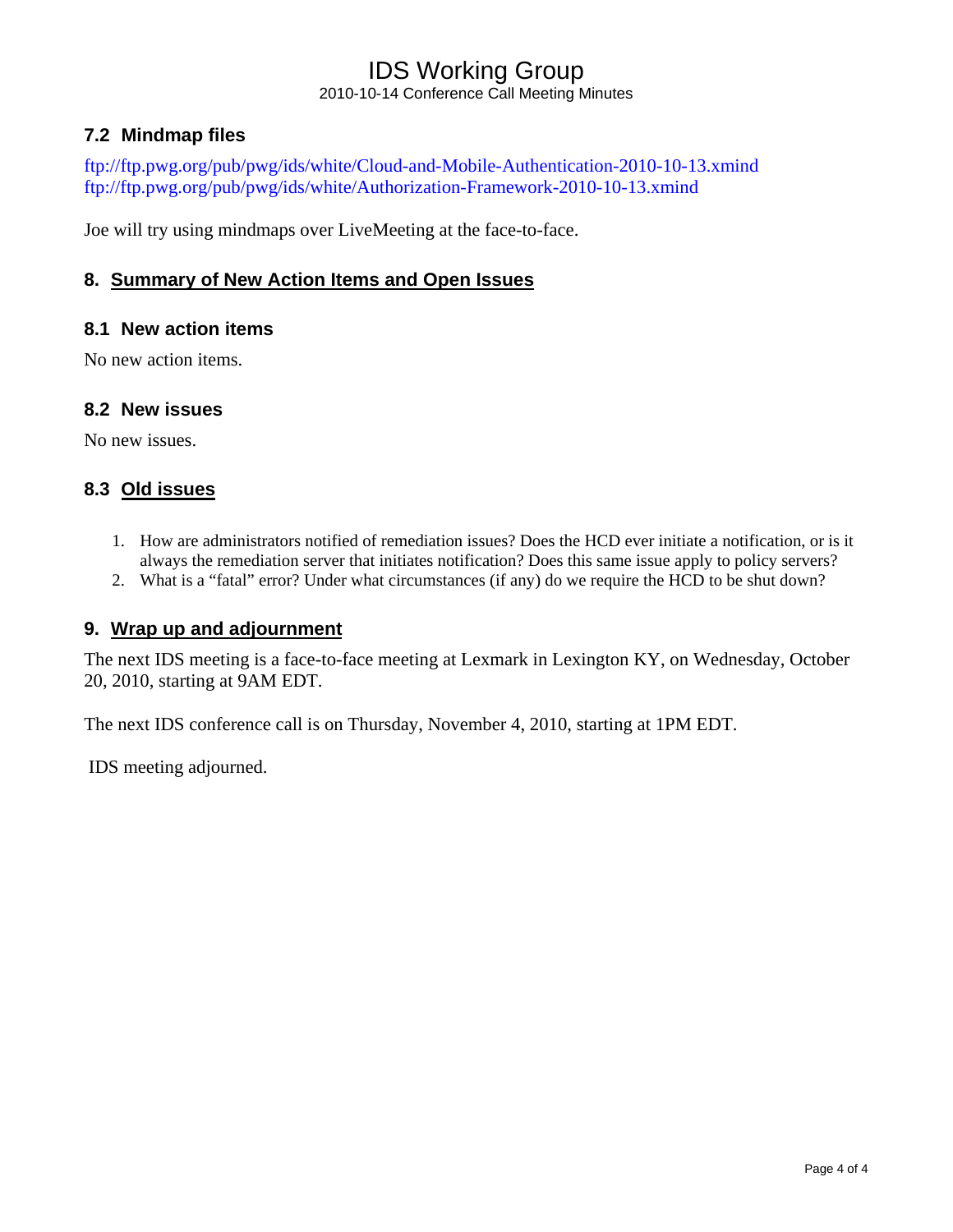### 7.2 Mindmap files

ftp://ftp.pwg.org/pub/pwg/ids/white/Cloud-and-Mobile-Authentication-2010-10-13.xmind
ftp://ftp.pwg.org/pub/pwg/ids/white/Authorization-Framework-2010-10-13.xmind

Joe will try using mindmaps over LiveMeeting at the face-to-face.

## 8. Summary of New Action Items and Open Issues

### 8.1 New action items

No new action items.

### 8.2 New issues

No new issues.

### 8.3 Old issues

1. How are administrators notified of remediation issues? Does the HCD ever initiate a notification, or is it always the remediation server that initiates notification? Does this same issue apply to policy servers?
2. What is a "fatal" error? Under what circumstances (if any) do we require the HCD to be shut down?

## 9. Wrap up and adjournment

The next IDS meeting is a face-to-face meeting at Lexmark in Lexington KY, on Wednesday, October 20, 2010, starting at 9AM EDT.

The next IDS conference call is on Thursday, November 4, 2010, starting at 1PM EDT.

IDS meeting adjourned.